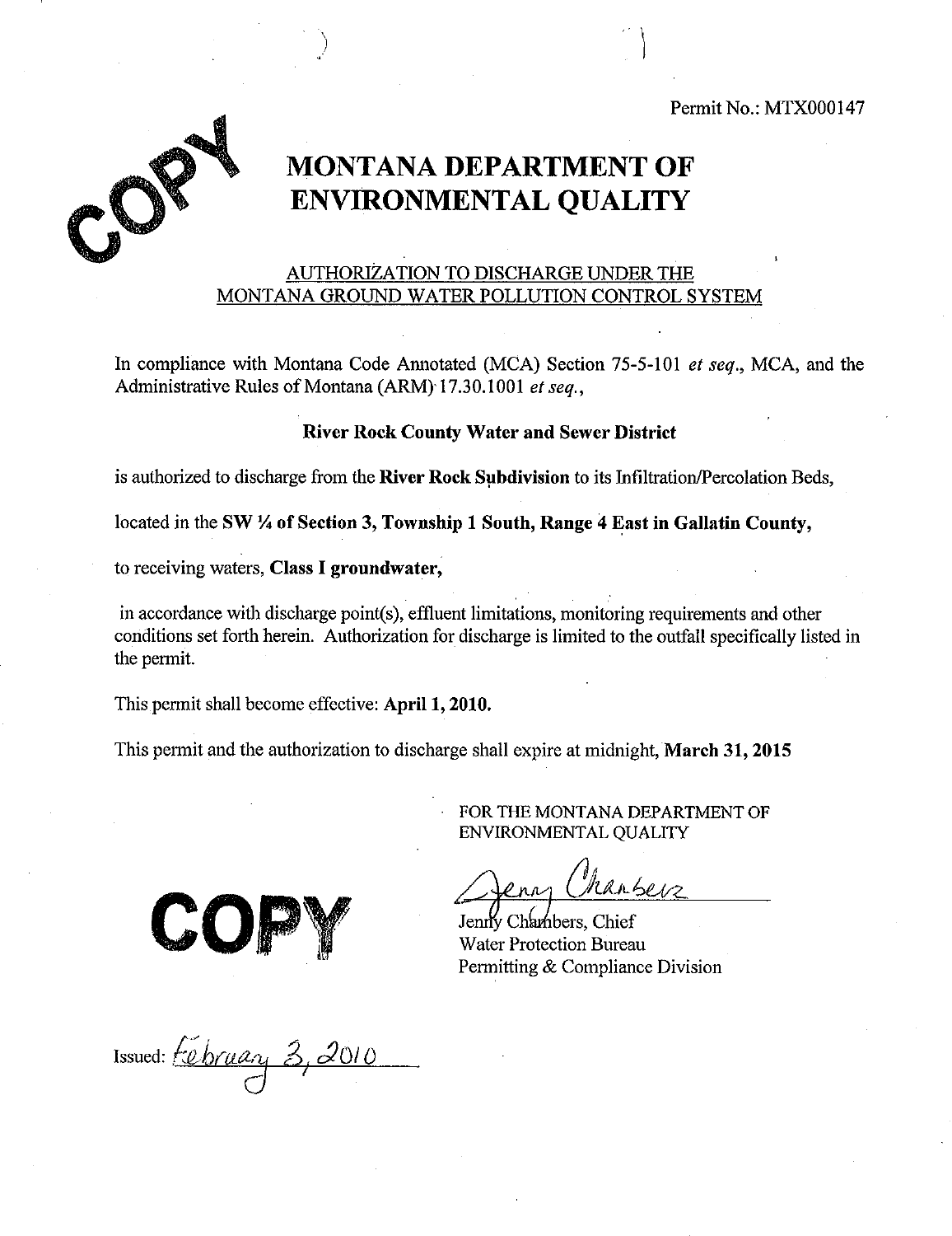Permit No.: MTX000147

COPY

# MONTANA DEPARTMENT OF ENVIRONMENTAL QUALITY

## AUTHORIZATION TO DISCHARGE UNDER THE MONTANA GROUND WATER POLLUTION CONTROL SYSTEM

In compliance with Montana Code Annotated (MCA) Section 75-5-101 *et seq.*, MCA, and the Administrative Rules of Montana (ARM) 17.30.1001 *et seq.*,

**River Rock County Water and Sewer District**

is authorized to discharge from the **River Rock Subdivision** to its Infiltration/Percolation Beds,

located in the **SW ¼ of Section 3, Township 1 South, Range 4 East in Gallatin County,**

to receiving waters, **Class I groundwater,**

in accordance with discharge point(s), effluent limitations, monitoring requirements and other conditions set forth herein. Authorization for discharge is limited to the outfall specifically listed in the permit.

This permit shall become effective: **April 1, 2010.**

This permit and the authorization to discharge shall expire at midnight, **March 31, 2015**

FOR THE MONTANA DEPARTMENT OF ENVIRONMENTAL QUALITY

Jenny Chambers

Jenny Chambers, Chief
Water Protection Bureau
Permitting & Compliance Division

COPY

Issued: February 3, 2010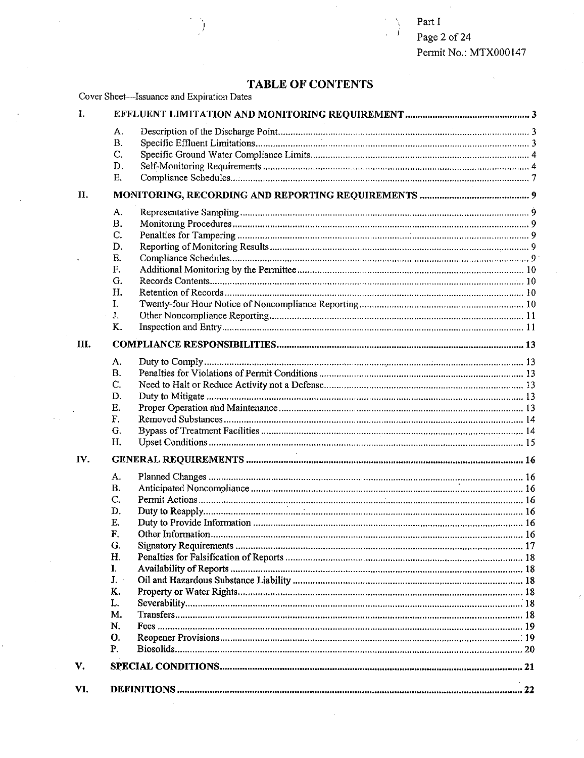# TABLE OF CONTENTS

Cover Sheet—Issuance and Expiration Dates

**I. EFFLUENT LIMITATION AND MONITORING REQUIREMENT** .......... 3

- A. Description of the Discharge Point .......... 3
- B. Specific Effluent Limitations .......... 3
- C. Specific Ground Water Compliance Limits .......... 4
- D. Self-Monitoring Requirements .......... 4
- E. Compliance Schedules .......... 7

**II. MONITORING, RECORDING AND REPORTING REQUIREMENTS** .......... 9

- A. Representative Sampling .......... 9
- B. Monitoring Procedures .......... 9
- C. Penalties for Tampering .......... 9
- D. Reporting of Monitoring Results .......... 9
- E. Compliance Schedules .......... 9
- F. Additional Monitoring by the Permittee .......... 10
- G. Records Contents .......... 10
- H. Retention of Records .......... 10
- I. Twenty-four Hour Notice of Noncompliance Reporting .......... 10
- J. Other Noncompliance Reporting .......... 11
- K. Inspection and Entry .......... 11

**III. COMPLIANCE RESPONSIBILITIES** .......... 13

- A. Duty to Comply .......... 13
- B. Penalties for Violations of Permit Conditions .......... 13
- C. Need to Halt or Reduce Activity not a Defense .......... 13
- D. Duty to Mitigate .......... 13
- E. Proper Operation and Maintenance .......... 13
- F. Removed Substances .......... 14
- G. Bypass of Treatment Facilities .......... 14
- H. Upset Conditions .......... 15

**IV. GENERAL REQUIREMENTS** .......... 16

- A. Planned Changes .......... 16
- B. Anticipated Noncompliance .......... 16
- C. Permit Actions .......... 16
- D. Duty to Reapply .......... 16
- E. Duty to Provide Information .......... 16
- F. Other Information .......... 16
- G. Signatory Requirements .......... 17
- H. Penalties for Falsification of Reports .......... 18
- I. Availability of Reports .......... 18
- J. Oil and Hazardous Substance Liability .......... 18
- K. Property or Water Rights .......... 18
- L. Severability .......... 18
- M. Transfers .......... 18
- N. Fees .......... 19
- O. Reopener Provisions .......... 19
- P. Biosolids .......... 20

**V. SPECIAL CONDITIONS** .......... 21

**VI. DEFINITIONS** .......... 22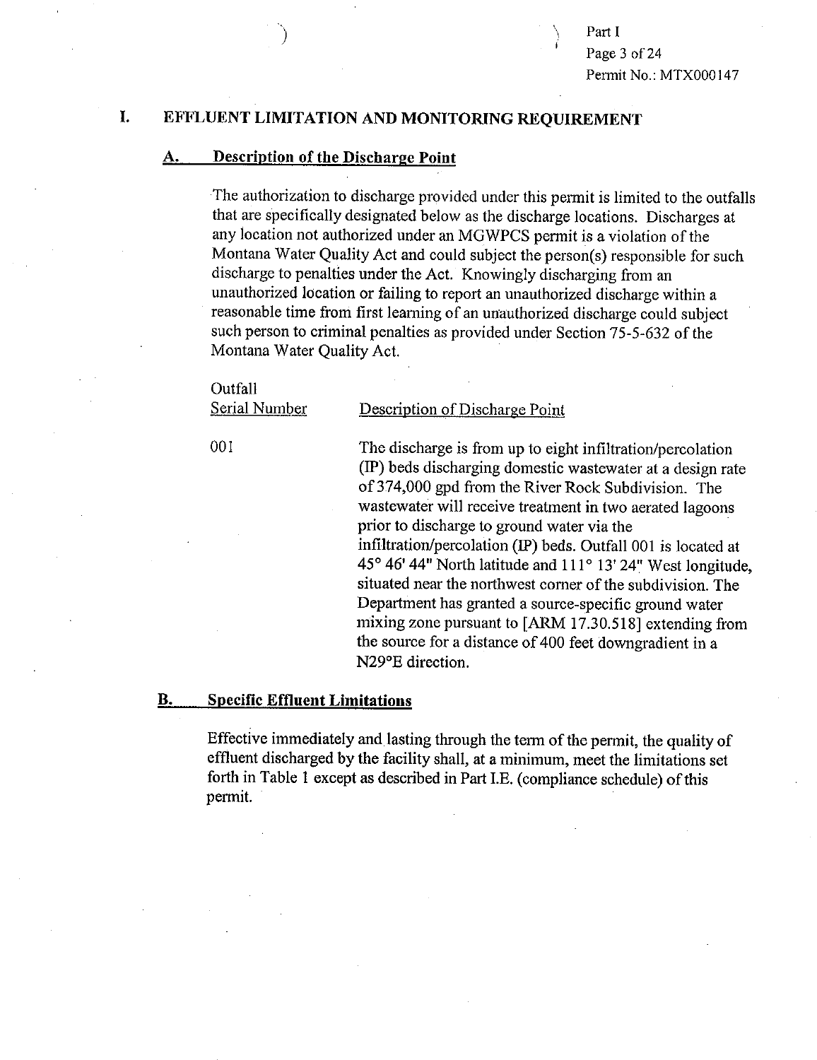## I. EFFLUENT LIMITATION AND MONITORING REQUIREMENT

### A. Description of the Discharge Point

The authorization to discharge provided under this permit is limited to the outfalls that are specifically designated below as the discharge locations. Discharges at any location not authorized under an MGWPCS permit is a violation of the Montana Water Quality Act and could subject the person(s) responsible for such discharge to penalties under the Act. Knowingly discharging from an unauthorized location or failing to report an unauthorized discharge within a reasonable time from first learning of an unauthorized discharge could subject such person to criminal penalties as provided under Section 75-5-632 of the Montana Water Quality Act.

| Outfall Serial Number | Description of Discharge Point |
|---|---|
| 001 | The discharge is from up to eight infiltration/percolation (IP) beds discharging domestic wastewater at a design rate of 374,000 gpd from the River Rock Subdivision. The wastewater will receive treatment in two aerated lagoons prior to discharge to ground water via the infiltration/percolation (IP) beds. Outfall 001 is located at 45° 46' 44" North latitude and 111° 13' 24" West longitude, situated near the northwest corner of the subdivision. The Department has granted a source-specific ground water mixing zone pursuant to [ARM 17.30.518] extending from the source for a distance of 400 feet downgradient in a N29°E direction. |

### B. Specific Effluent Limitations

Effective immediately and lasting through the term of the permit, the quality of effluent discharged by the facility shall, at a minimum, meet the limitations set forth in Table 1 except as described in Part I.E. (compliance schedule) of this permit.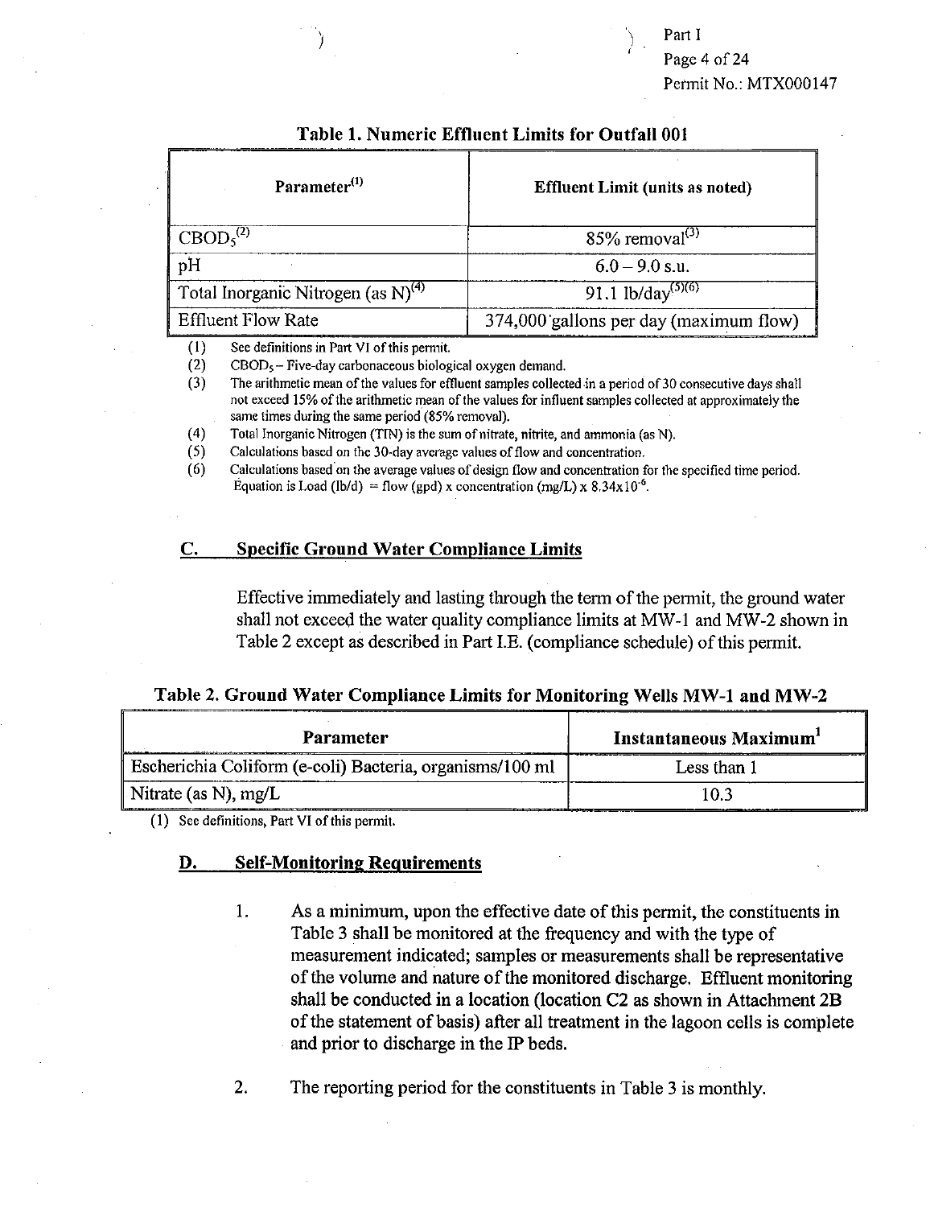**Table 1. Numeric Effluent Limits for Outfall 001**

| Parameter[(1)] | Effluent Limit (units as noted) |
| --- | --- |
| $CBOD_5$[(2)] | 85% removal[(3)] |
| pH | 6.0 – 9.0 s.u. |
| Total Inorganic Nitrogen (as N)[(4)] | 91.1 lb/day[(5)(6)] |
| Effluent Flow Rate | 374,000 gallons per day (maximum flow) |

(1) See definitions in Part VI of this permit.

(2) $CBOD_5$ – Five-day carbonaceous biological oxygen demand.

(3) The arithmetic mean of the values for effluent samples collected in a period of 30 consecutive days shall not exceed 15% of the arithmetic mean of the values for influent samples collected at approximately the same times during the same period (85% removal).

(4) Total Inorganic Nitrogen (TIN) is the sum of nitrate, nitrite, and ammonia (as N).

(5) Calculations based on the 30-day average values of flow and concentration.

(6) Calculations based on the average values of design flow and concentration for the specified time period. Equation is Load (lb/d) = flow (gpd) x concentration (mg/L) x $8.34 \times 10^{-6}$.

## C. Specific Ground Water Compliance Limits

Effective immediately and lasting through the term of the permit, the ground water shall not exceed the water quality compliance limits at MW-1 and MW-2 shown in Table 2 except as described in Part I.E. (compliance schedule) of this permit.

**Table 2. Ground Water Compliance Limits for Monitoring Wells MW-1 and MW-2**

| Parameter | Instantaneous Maximum[1] |
| --- | --- |
| Escherichia Coliform (e-coli) Bacteria, organisms/100 ml | Less than 1 |
| Nitrate (as N), mg/L | 10.3 |

(1) See definitions, Part VI of this permit.

## D. Self-Monitoring Requirements

1. As a minimum, upon the effective date of this permit, the constituents in Table 3 shall be monitored at the frequency and with the type of measurement indicated; samples or measurements shall be representative of the volume and nature of the monitored discharge. Effluent monitoring shall be conducted in a location (location C2 as shown in Attachment 2B of the statement of basis) after all treatment in the lagoon cells is complete and prior to discharge in the IP beds.

2. The reporting period for the constituents in Table 3 is monthly.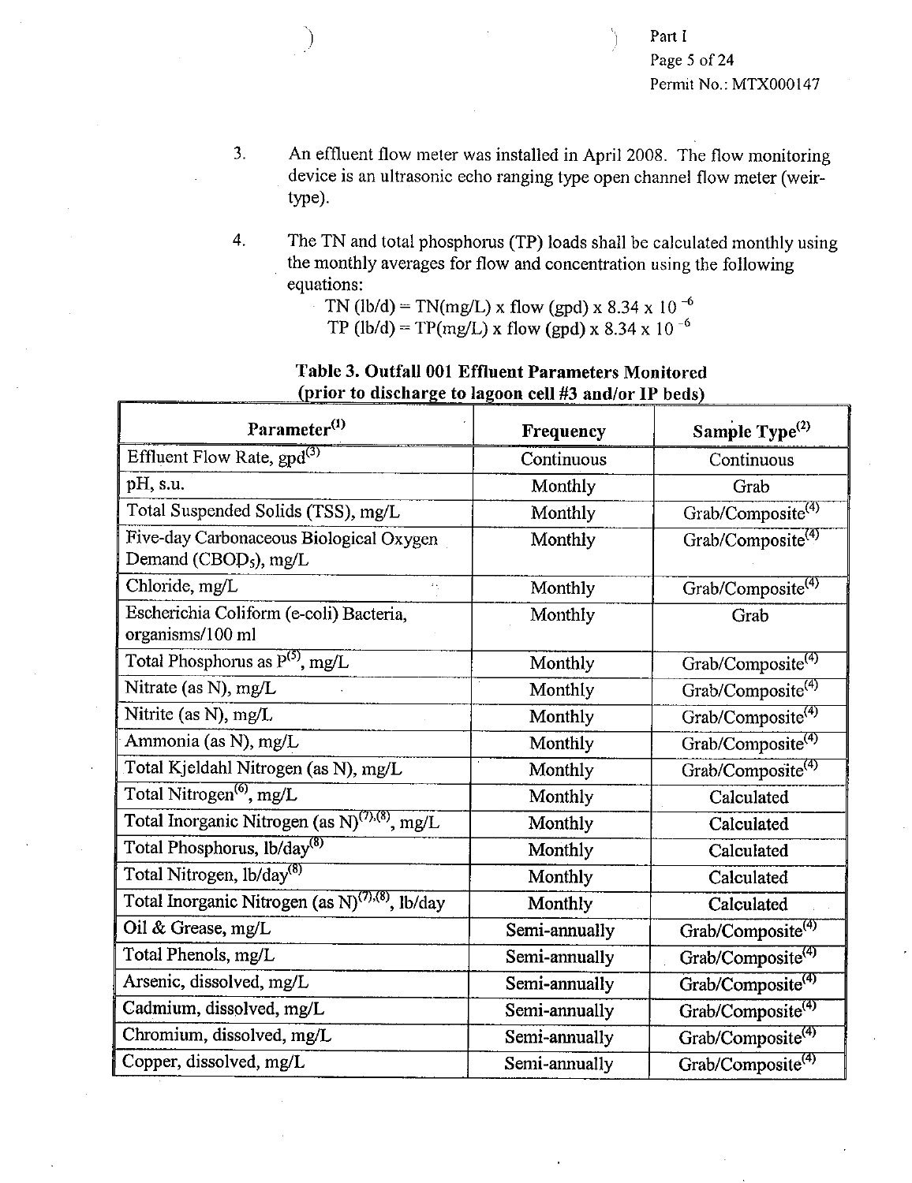3. An effluent flow meter was installed in April 2008. The flow monitoring device is an ultrasonic echo ranging type open channel flow meter (weir-type).

4. The TN and total phosphorus (TP) loads shall be calculated monthly using the monthly averages for flow and concentration using the following equations:

   $TN\ (lb/d) = TN(mg/L) \times flow\ (gpd) \times 8.34 \times 10^{-6}$
   
   $TP\ (lb/d) = TP(mg/L) \times flow\ (gpd) \times 8.34 \times 10^{-6}$

**Table 3. Outfall 001 Effluent Parameters Monitored (prior to discharge to lagoon cell #3 and/or IP beds)**

| Parameter[(1)] | Frequency | Sample Type[(2)] |
|---|---|---|
| Effluent Flow Rate, gpd[(3)] | Continuous | Continuous |
| pH, s.u. | Monthly | Grab |
| Total Suspended Solids (TSS), mg/L | Monthly | Grab/Composite[(4)] |
| Five-day Carbonaceous Biological Oxygen Demand ($CBOD_5$), mg/L | Monthly | Grab/Composite[(4)] |
| Chloride, mg/L | Monthly | Grab/Composite[(4)] |
| Escherichia Coliform (e-coli) Bacteria, organisms/100 ml | Monthly | Grab |
| Total Phosphorus as P[(5)], mg/L | Monthly | Grab/Composite[(4)] |
| Nitrate (as N), mg/L | Monthly | Grab/Composite[(4)] |
| Nitrite (as N), mg/L | Monthly | Grab/Composite[(4)] |
| Ammonia (as N), mg/L | Monthly | Grab/Composite[(4)] |
| Total Kjeldahl Nitrogen (as N), mg/L | Monthly | Grab/Composite[(4)] |
| Total Nitrogen[(6)], mg/L | Monthly | Calculated |
| Total Inorganic Nitrogen (as N)[(7),(8)], mg/L | Monthly | Calculated |
| Total Phosphorus, lb/day[(8)] | Monthly | Calculated |
| Total Nitrogen, lb/day[(8)] | Monthly | Calculated |
| Total Inorganic Nitrogen (as N)[(7),(8)], lb/day | Monthly | Calculated |
| Oil & Grease, mg/L | Semi-annually | Grab/Composite[(4)] |
| Total Phenols, mg/L | Semi-annually | Grab/Composite[(4)] |
| Arsenic, dissolved, mg/L | Semi-annually | Grab/Composite[(4)] |
| Cadmium, dissolved, mg/L | Semi-annually | Grab/Composite[(4)] |
| Chromium, dissolved, mg/L | Semi-annually | Grab/Composite[(4)] |
| Copper, dissolved, mg/L | Semi-annually | Grab/Composite[(4)] |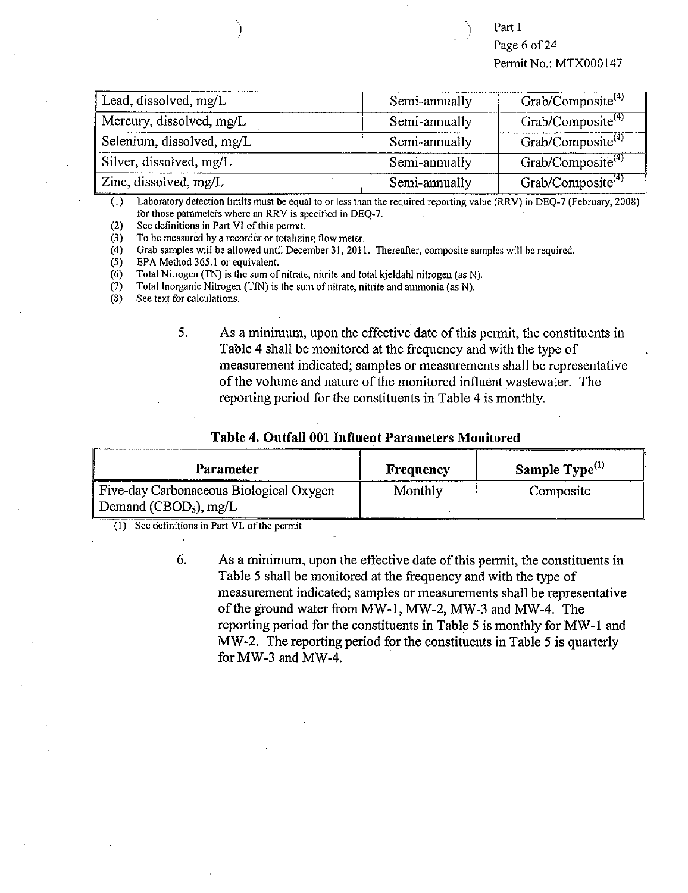| Lead, dissolved, mg/L | Semi-annually | Grab/Composite[(4)] |
|---|---|---|
| Mercury, dissolved, mg/L | Semi-annually | Grab/Composite[(4)] |
| Selenium, dissolved, mg/L | Semi-annually | Grab/Composite[(4)] |
| Silver, dissolved, mg/L | Semi-annually | Grab/Composite[(4)] |
| Zinc, dissolved, mg/L | Semi-annually | Grab/Composite[(4)] |

(1) Laboratory detection limits must be equal to or less than the required reporting value (RRV) in DEQ-7 (February, 2008) for those parameters where an RRV is specified in DEQ-7.
(2) See definitions in Part VI of this permit.
(3) To be measured by a recorder or totalizing flow meter.
(4) Grab samples will be allowed until December 31, 2011. Thereafter, composite samples will be required.
(5) EPA Method 365.1 or equivalent.
(6) Total Nitrogen (TN) is the sum of nitrate, nitrite and total kjeldahl nitrogen (as N).
(7) Total Inorganic Nitrogen (TIN) is the sum of nitrate, nitrite and ammonia (as N).
(8) See text for calculations.

5. As a minimum, upon the effective date of this permit, the constituents in Table 4 shall be monitored at the frequency and with the type of measurement indicated; samples or measurements shall be representative of the volume and nature of the monitored influent wastewater. The reporting period for the constituents in Table 4 is monthly.

**Table 4. Outfall 001 Influent Parameters Monitored**

| Parameter | Frequency | Sample Type[(1)] |
|---|---|---|
| Five-day Carbonaceous Biological Oxygen Demand ($CBOD_5$), mg/L | Monthly | Composite |

(1) See definitions in Part VI. of the permit

6. As a minimum, upon the effective date of this permit, the constituents in Table 5 shall be monitored at the frequency and with the type of measurement indicated; samples or measurements shall be representative of the ground water from MW-1, MW-2, MW-3 and MW-4. The reporting period for the constituents in Table 5 is monthly for MW-1 and MW-2. The reporting period for the constituents in Table 5 is quarterly for MW-3 and MW-4.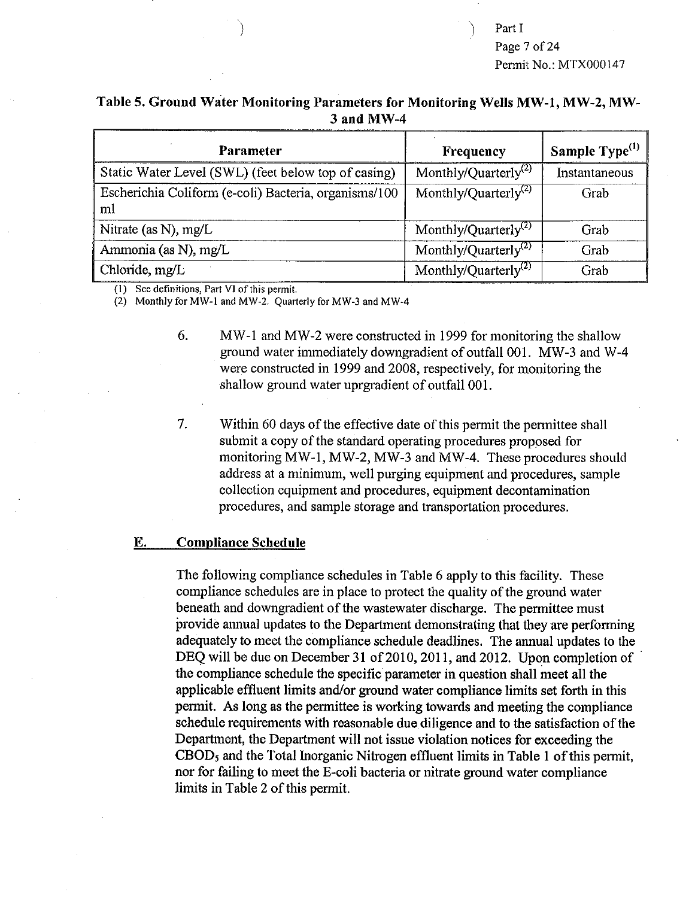**Table 5. Ground Water Monitoring Parameters for Monitoring Wells MW-1, MW-2, MW-3 and MW-4**

| Parameter | Frequency | Sample Type[1] |
|---|---|---|
| Static Water Level (SWL) (feet below top of casing) | Monthly/Quarterly[2] | Instantaneous |
| Escherichia Coliform (e-coli) Bacteria, organisms/100 ml | Monthly/Quarterly[2] | Grab |
| Nitrate (as N), mg/L | Monthly/Quarterly[2] | Grab |
| Ammonia (as N), mg/L | Monthly/Quarterly[2] | Grab |
| Chloride, mg/L | Monthly/Quarterly[2] | Grab |

(1) See definitions, Part VI of this permit.
(2) Monthly for MW-1 and MW-2. Quarterly for MW-3 and MW-4

6. MW-1 and MW-2 were constructed in 1999 for monitoring the shallow ground water immediately downgradient of outfall 001. MW-3 and W-4 were constructed in 1999 and 2008, respectively, for monitoring the shallow ground water uprgradient of outfall 001.

7. Within 60 days of the effective date of this permit the permittee shall submit a copy of the standard operating procedures proposed for monitoring MW-1, MW-2, MW-3 and MW-4. These procedures should address at a minimum, well purging equipment and procedures, sample collection equipment and procedures, equipment decontamination procedures, and sample storage and transportation procedures.

## E. Compliance Schedule

The following compliance schedules in Table 6 apply to this facility. These compliance schedules are in place to protect the quality of the ground water beneath and downgradient of the wastewater discharge. The permittee must provide annual updates to the Department demonstrating that they are performing adequately to meet the compliance schedule deadlines. The annual updates to the DEQ will be due on December 31 of 2010, 2011, and 2012. Upon completion of the compliance schedule the specific parameter in question shall meet all the applicable effluent limits and/or ground water compliance limits set forth in this permit. As long as the permittee is working towards and meeting the compliance schedule requirements with reasonable due diligence and to the satisfaction of the Department, the Department will not issue violation notices for exceeding the $CBOD_5$ and the Total Inorganic Nitrogen effluent limits in Table 1 of this permit, nor for failing to meet the E-coli bacteria or nitrate ground water compliance limits in Table 2 of this permit.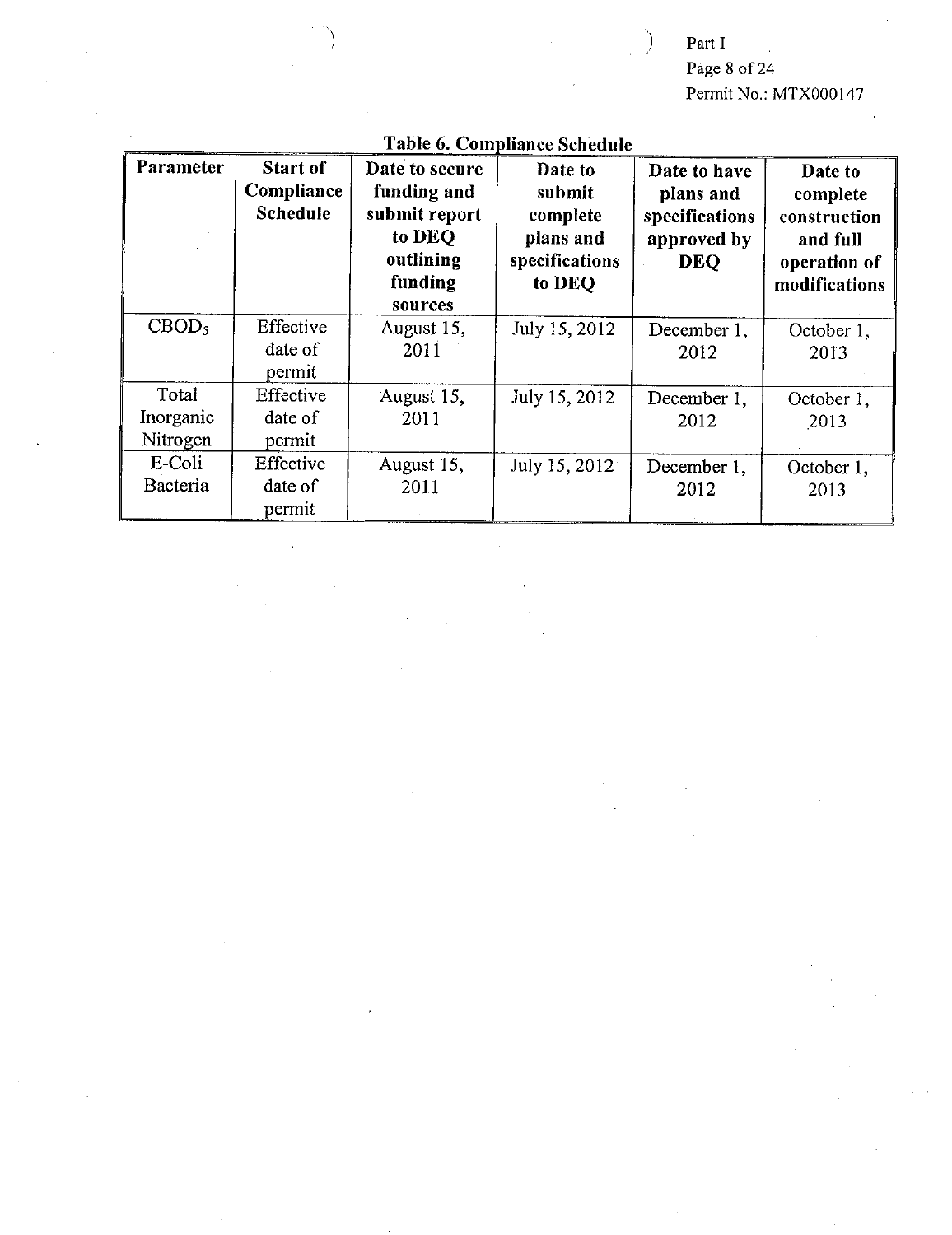**Table 6. Compliance Schedule**

| Parameter | Start of Compliance Schedule | Date to secure funding and submit report to DEQ outlining funding sources | Date to submit complete plans and specifications to DEQ | Date to have plans and specifications approved by DEQ | Date to complete construction and full operation of modifications |
|---|---|---|---|---|---|
| $CBOD_5$ | Effective date of permit | August 15, 2011 | July 15, 2012 | December 1, 2012 | October 1, 2013 |
| Total Inorganic Nitrogen | Effective date of permit | August 15, 2011 | July 15, 2012 | December 1, 2012 | October 1, 2013 |
| E-Coli Bacteria | Effective date of permit | August 15, 2011 | July 15, 2012 | December 1, 2012 | October 1, 2013 |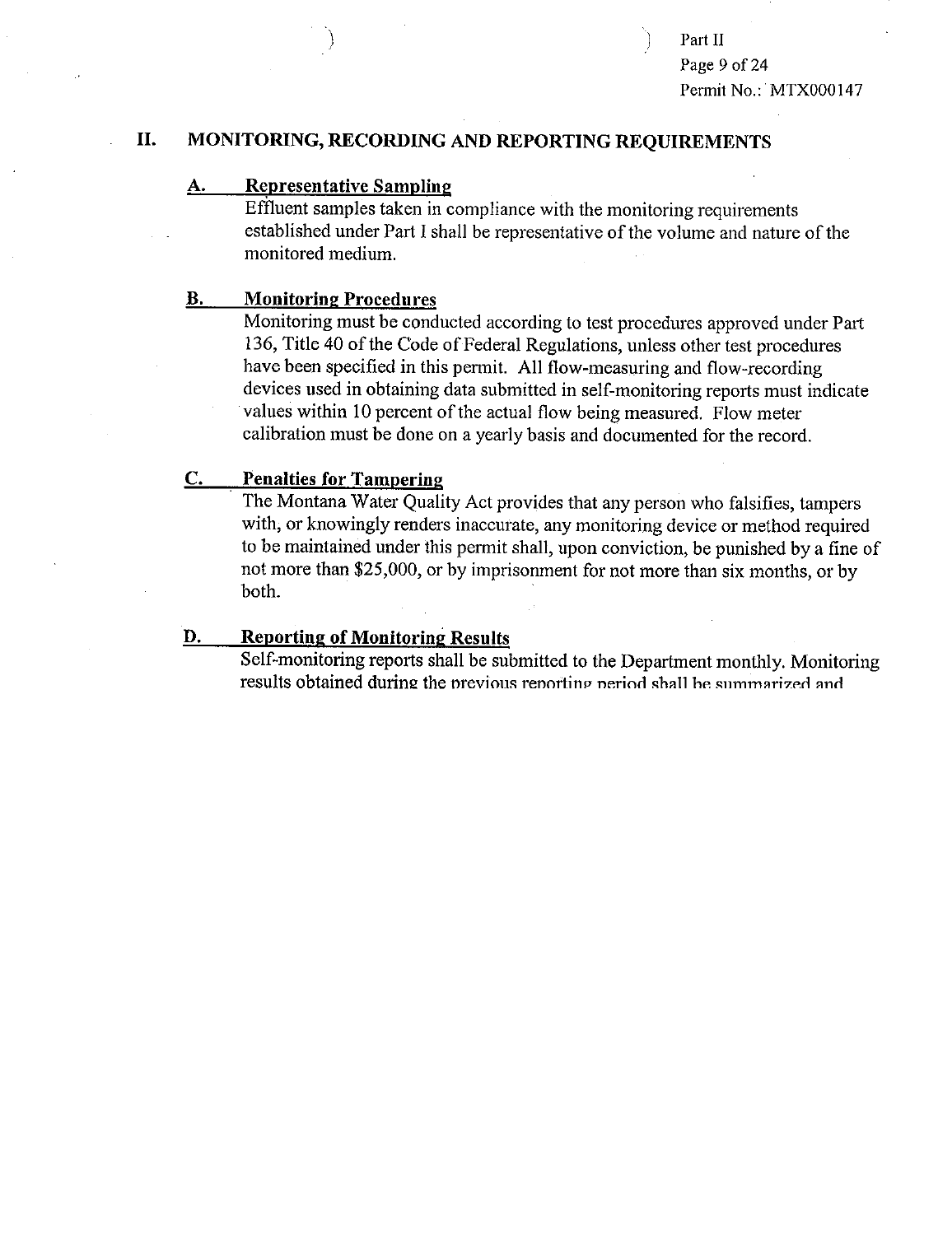## II. MONITORING, RECORDING AND REPORTING REQUIREMENTS

### A. Representative Sampling

Effluent samples taken in compliance with the monitoring requirements established under Part I shall be representative of the volume and nature of the monitored medium.

### B. Monitoring Procedures

Monitoring must be conducted according to test procedures approved under Part 136, Title 40 of the Code of Federal Regulations, unless other test procedures have been specified in this permit. All flow-measuring and flow-recording devices used in obtaining data submitted in self-monitoring reports must indicate values within 10 percent of the actual flow being measured. Flow meter calibration must be done on a yearly basis and documented for the record.

### C. Penalties for Tampering

The Montana Water Quality Act provides that any person who falsifies, tampers with, or knowingly renders inaccurate, any monitoring device or method required to be maintained under this permit shall, upon conviction, be punished by a fine of not more than $25,000, or by imprisonment for not more than six months, or by both.

### D. Reporting of Monitoring Results

Self-monitoring reports shall be submitted to the Department monthly. Monitoring results obtained during the previous reporting period shall be summarized and